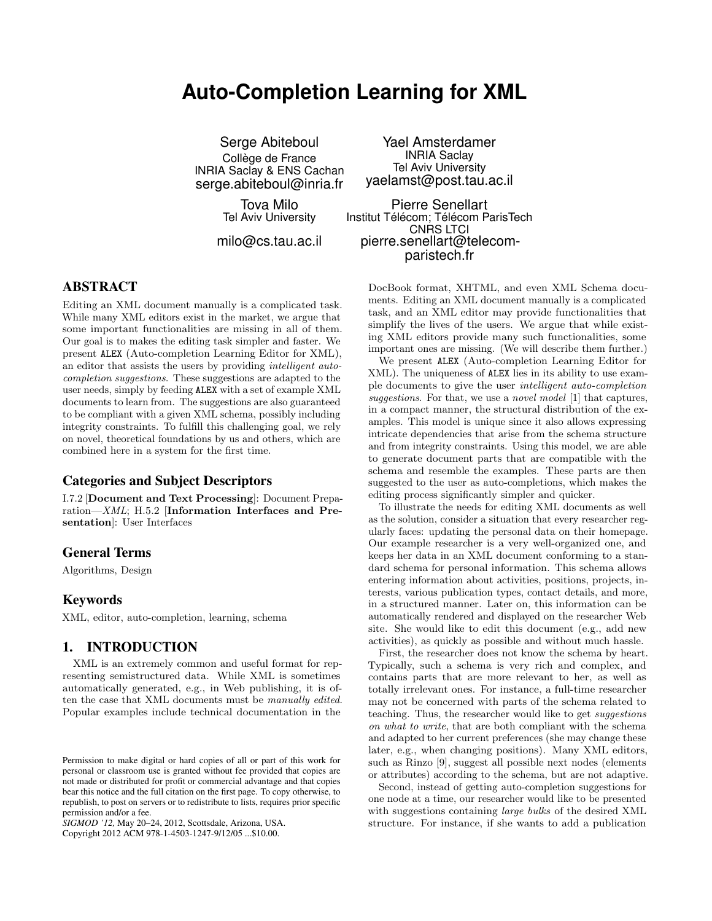# Auto-Completion Learning for XML

Serge Abiteboul
Collège de France
INRIA Saclay & ENS Cachan
serge.abiteboul@inria.fr

Yael Amsterdamer
INRIA Saclay
Tel Aviv University
yaelamst@post.tau.ac.il

Tova Milo
Tel Aviv University
milo@cs.tau.ac.il

Pierre Senellart
Institut Télécom; Télécom ParisTech
CNRS LTCI
pierre.senellart@telecom-paristech.fr

## ABSTRACT

Editing an XML document manually is a complicated task. While many XML editors exist in the market, we argue that some important functionalities are missing in all of them. Our goal is to makes the editing task simpler and faster. We present ALEX (Auto-completion Learning Editor for XML), an editor that assists the users by providing *intelligent auto-completion suggestions*. These suggestions are adapted to the user needs, simply by feeding ALEX with a set of example XML documents to learn from. The suggestions are also guaranteed to be compliant with a given XML schema, possibly including integrity constraints. To fulfill this challenging goal, we rely on novel, theoretical foundations by us and others, which are combined here in a system for the first time.

### Categories and Subject Descriptors

I.7.2 [**Document and Text Processing**]: Document Preparation—*XML*; H.5.2 [**Information Interfaces and Presentation**]: User Interfaces

### General Terms

Algorithms, Design

### Keywords

XML, editor, auto-completion, learning, schema

## 1. INTRODUCTION

XML is an extremely common and useful format for representing semistructured data. While XML is sometimes automatically generated, e.g., in Web publishing, it is often the case that XML documents must be *manually edited*. Popular examples include technical documentation in the DocBook format, XHTML, and even XML Schema documents. Editing an XML document manually is a complicated task, and an XML editor may provide functionalities that simplify the lives of the users. We argue that while existing XML editors provide many such functionalities, some important ones are missing. (We will describe them further.)

We present ALEX (Auto-completion Learning Editor for XML). The uniqueness of ALEX lies in its ability to use example documents to give the user *intelligent auto-completion suggestions*. For that, we use a *novel model* [1] that captures, in a compact manner, the structural distribution of the examples. This model is unique since it also allows expressing intricate dependencies that arise from the schema structure and from integrity constraints. Using this model, we are able to generate document parts that are compatible with the schema and resemble the examples. These parts are then suggested to the user as auto-completions, which makes the editing process significantly simpler and quicker.

To illustrate the needs for editing XML documents as well as the solution, consider a situation that every researcher regularly faces: updating the personal data on their homepage. Our example researcher is a very well-organized one, and keeps her data in an XML document conforming to a standard schema for personal information. This schema allows entering information about activities, positions, projects, interests, various publication types, contact details, and more, in a structured manner. Later on, this information can be automatically rendered and displayed on the researcher Web site. She would like to edit this document (e.g., add new activities), as quickly as possible and without much hassle.

First, the researcher does not know the schema by heart. Typically, such a schema is very rich and complex, and contains parts that are more relevant to her, as well as totally irrelevant ones. For instance, a full-time researcher may not be concerned with parts of the schema related to teaching. Thus, the researcher would like to get *suggestions on what to write*, that are both compliant with the schema and adapted to her current preferences (she may change these later, e.g., when changing positions). Many XML editors, such as Rinzo [9], suggest all possible next nodes (elements or attributes) according to the schema, but are not adaptive.

Second, instead of getting auto-completion suggestions for one node at a time, our researcher would like to be presented with suggestions containing *large bulks* of the desired XML structure. For instance, if she wants to add a publication

Permission to make digital or hard copies of all or part of this work for personal or classroom use is granted without fee provided that copies are not made or distributed for profit or commercial advantage and that copies bear this notice and the full citation on the first page. To copy otherwise, to republish, to post on servers or to redistribute to lists, requires prior specific permission and/or a fee.
*SIGMOD '12*, May 20–24, 2012, Scottsdale, Arizona, USA.
Copyright 2012 ACM 978-1-4503-1247-9/12/05 ...$10.00.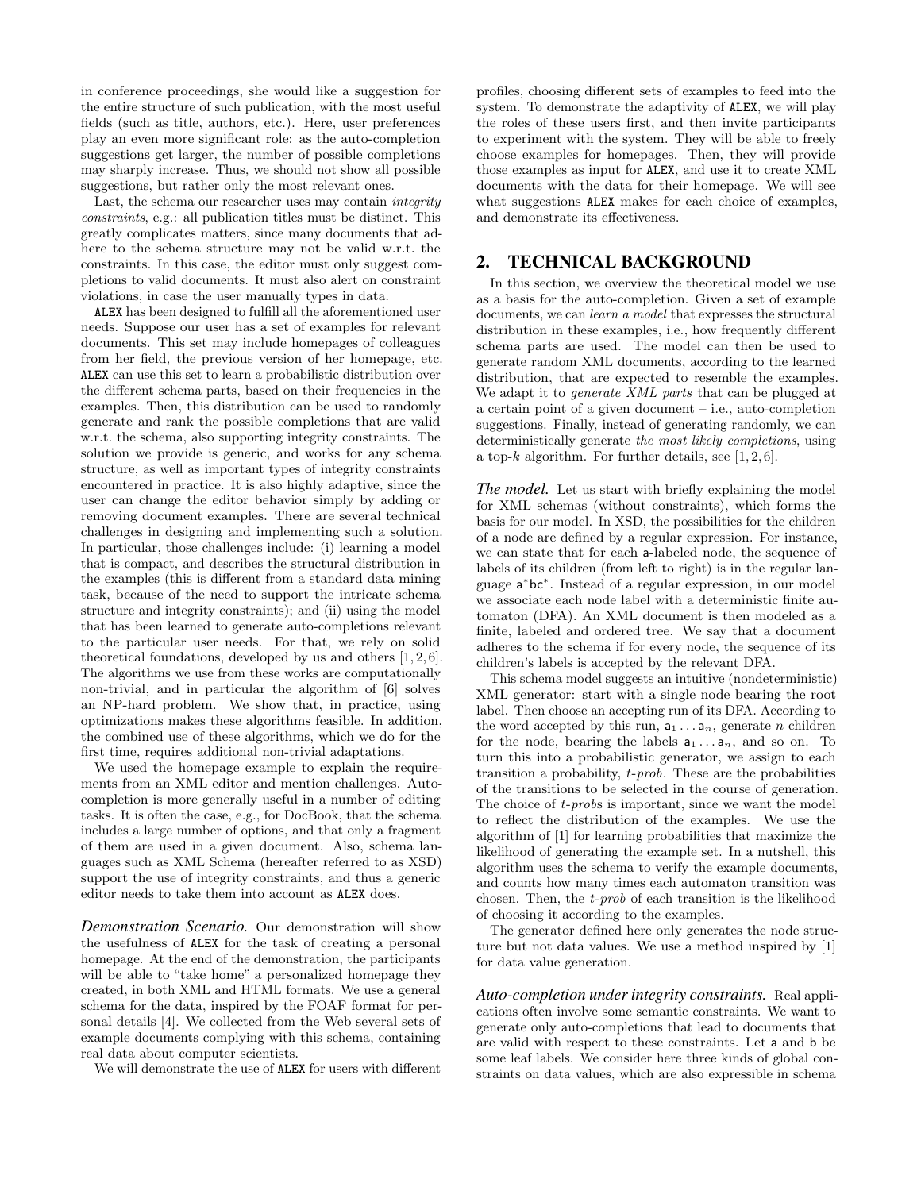in conference proceedings, she would like a suggestion for the entire structure of such publication, with the most useful fields (such as title, authors, etc.). Here, user preferences play an even more significant role: as the auto-completion suggestions get larger, the number of possible completions may sharply increase. Thus, we should not show all possible suggestions, but rather only the most relevant ones.

Last, the schema our researcher uses may contain *integrity constraints*, e.g.: all publication titles must be distinct. This greatly complicates matters, since many documents that adhere to the schema structure may not be valid w.r.t. the constraints. In this case, the editor must only suggest completions to valid documents. It must also alert on constraint violations, in case the user manually types in data.

ALEX has been designed to fulfill all the aforementioned user needs. Suppose our user has a set of examples for relevant documents. This set may include homepages of colleagues from her field, the previous version of her homepage, etc. ALEX can use this set to learn a probabilistic distribution over the different schema parts, based on their frequencies in the examples. Then, this distribution can be used to randomly generate and rank the possible completions that are valid w.r.t. the schema, also supporting integrity constraints. The solution we provide is generic, and works for any schema structure, as well as important types of integrity constraints encountered in practice. It is also highly adaptive, since the user can change the editor behavior simply by adding or removing document examples. There are several technical challenges in designing and implementing such a solution. In particular, those challenges include: (i) learning a model that is compact, and describes the structural distribution in the examples (this is different from a standard data mining task, because of the need to support the intricate schema structure and integrity constraints); and (ii) using the model that has been learned to generate auto-completions relevant to the particular user needs. For that, we rely on solid theoretical foundations, developed by us and others [1, 2, 6]. The algorithms we use from these works are computationally non-trivial, and in particular the algorithm of [6] solves an NP-hard problem. We show that, in practice, using optimizations makes these algorithms feasible. In addition, the combined use of these algorithms, which we do for the first time, requires additional non-trivial adaptations.

We used the homepage example to explain the requirements from an XML editor and mention challenges. Auto-completion is more generally useful in a number of editing tasks. It is often the case, e.g., for DocBook, that the schema includes a large number of options, and that only a fragment of them are used in a given document. Also, schema languages such as XML Schema (hereafter referred to as XSD) support the use of integrity constraints, and thus a generic editor needs to take them into account as ALEX does.

***Demonstration Scenario.*** Our demonstration will show the usefulness of ALEX for the task of creating a personal homepage. At the end of the demonstration, the participants will be able to "take home" a personalized homepage they created, in both XML and HTML formats. We use a general schema for the data, inspired by the FOAF format for personal details [4]. We collected from the Web several sets of example documents complying with this schema, containing real data about computer scientists.

We will demonstrate the use of ALEX for users with different profiles, choosing different sets of examples to feed into the system. To demonstrate the adaptivity of ALEX, we will play the roles of these users first, and then invite participants to experiment with the system. They will be able to freely choose examples for homepages. Then, they will provide those examples as input for ALEX, and use it to create XML documents with the data for their homepage. We will see what suggestions ALEX makes for each choice of examples, and demonstrate its effectiveness.

## 2. TECHNICAL BACKGROUND

In this section, we overview the theoretical model we use as a basis for the auto-completion. Given a set of example documents, we can *learn a model* that expresses the structural distribution in these examples, i.e., how frequently different schema parts are used. The model can then be used to generate random XML documents, according to the learned distribution, that are expected to resemble the examples. We adapt it to *generate XML parts* that can be plugged at a certain point of a given document – i.e., auto-completion suggestions. Finally, instead of generating randomly, we can deterministically generate *the most likely completions*, using a top-$k$ algorithm. For further details, see [1, 2, 6].

***The model.*** Let us start with briefly explaining the model for XML schemas (without constraints), which forms the basis for our model. In XSD, the possibilities for the children of a node are defined by a regular expression. For instance, we can state that for each $\mathsf{a}$-labeled node, the sequence of labels of its children (from left to right) is in the regular language $\mathsf{a}^*\mathsf{bc}^*$. Instead of a regular expression, in our model we associate each node label with a deterministic finite automaton (DFA). An XML document is then modeled as a finite, labeled and ordered tree. We say that a document adheres to the schema if for every node, the sequence of its children's labels is accepted by the relevant DFA.

This schema model suggests an intuitive (nondeterministic) XML generator: start with a single node bearing the root label. Then choose an accepting run of its DFA. According to the word accepted by this run, $\mathsf{a}_1 \ldots \mathsf{a}_n$, generate $n$ children for the node, bearing the labels $\mathsf{a}_1 \ldots \mathsf{a}_n$, and so on. To turn this into a probabilistic generator, we assign to each transition a probability, *t-prob*. These are the probabilities of the transitions to be selected in the course of generation. The choice of *t-prob*s is important, since we want the model to reflect the distribution of the examples. We use the algorithm of [1] for learning probabilities that maximize the likelihood of generating the example set. In a nutshell, this algorithm uses the schema to verify the example documents, and counts how many times each automaton transition was chosen. Then, the *t-prob* of each transition is the likelihood of choosing it according to the examples.

The generator defined here only generates the node structure but not data values. We use a method inspired by [1] for data value generation.

***Auto-completion under integrity constraints.*** Real applications often involve some semantic constraints. We want to generate only auto-completions that lead to documents that are valid with respect to these constraints. Let $\mathsf{a}$ and $\mathsf{b}$ be some leaf labels. We consider here three kinds of global constraints on data values, which are also expressible in schema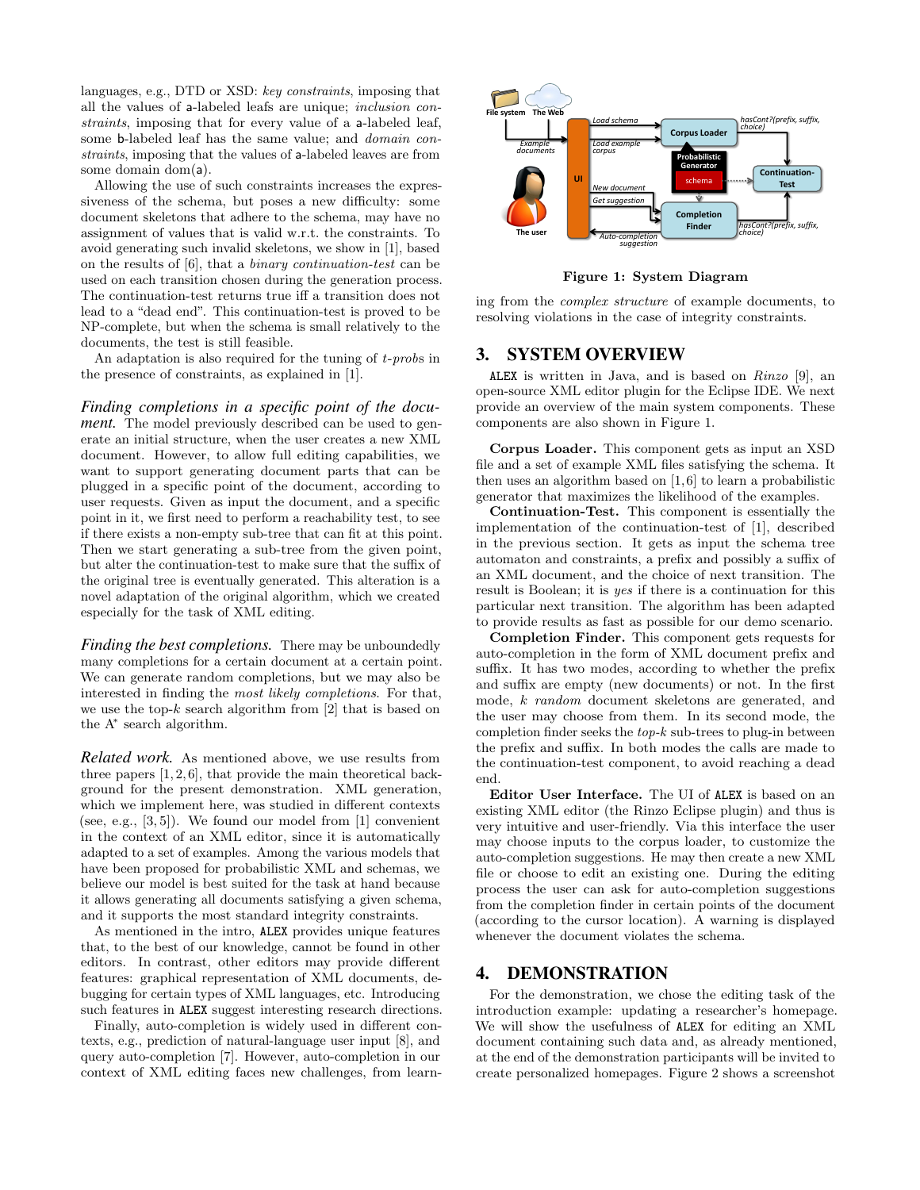languages, e.g., DTD or XSD: *key constraints*, imposing that all the values of a-labeled leafs are unique; *inclusion constraints*, imposing that for every value of a a-labeled leaf, some b-labeled leaf has the same value; and *domain constraints*, imposing that the values of a-labeled leaves are from some domain dom(a).

Allowing the use of such constraints increases the expressiveness of the schema, but poses a new difficulty: some document skeletons that adhere to the schema, may have no assignment of values that is valid w.r.t. the constraints. To avoid generating such invalid skeletons, we show in [1], based on the results of [6], that a *binary continuation-test* can be used on each transition chosen during the generation process. The continuation-test returns true iff a transition does not lead to a "dead end". This continuation-test is proved to be NP-complete, but when the schema is small relatively to the documents, the test is still feasible.

An adaptation is also required for the tuning of *t-probs* in the presence of constraints, as explained in [1].

*Finding completions in a specific point of the document.* The model previously described can be used to generate an initial structure, when the user creates a new XML document. However, to allow full editing capabilities, we want to support generating document parts that can be plugged in a specific point of the document, according to user requests. Given as input the document, and a specific point in it, we first need to perform a reachability test, to see if there exists a non-empty sub-tree that can fit at this point. Then we start generating a sub-tree from the given point, but alter the continuation-test to make sure that the suffix of the original tree is eventually generated. This alteration is a novel adaptation of the original algorithm, which we created especially for the task of XML editing.

*Finding the best completions.* There may be unboundedly many completions for a certain document at a certain point. We can generate random completions, but we may also be interested in finding the *most likely completions*. For that, we use the top-$k$ search algorithm from [2] that is based on the A* search algorithm.

*Related work.* As mentioned above, we use results from three papers [1, 2, 6], that provide the main theoretical background for the present demonstration. XML generation, which we implement here, was studied in different contexts (see, e.g., [3, 5]). We found our model from [1] convenient in the context of an XML editor, since it is automatically adapted to a set of examples. Among the various models that have been proposed for probabilistic XML and schemas, we believe our model is best suited for the task at hand because it allows generating all documents satisfying a given schema, and it supports the most standard integrity constraints.

As mentioned in the intro, ALEX provides unique features that, to the best of our knowledge, cannot be found in other editors. In contrast, other editors may provide different features: graphical representation of XML documents, debugging for certain types of XML languages, etc. Introducing such features in ALEX suggest interesting research directions.

Finally, auto-completion is widely used in different contexts, e.g., prediction of natural-language user input [8], and query auto-completion [7]. However, auto-completion in our context of XML editing faces new challenges, from learning from the *complex structure* of example documents, to resolving violations in the case of integrity constraints.

**Figure 1: System Diagram**

## 3. SYSTEM OVERVIEW

ALEX is written in Java, and is based on *Rinzo* [9], an open-source XML editor plugin for the Eclipse IDE. We next provide an overview of the main system components. These components are also shown in Figure 1.

**Corpus Loader.** This component gets as input an XSD file and a set of example XML files satisfying the schema. It then uses an algorithm based on [1, 6] to learn a probabilistic generator that maximizes the likelihood of the examples.

**Continuation-Test.** This component is essentially the implementation of the continuation-test of [1], described in the previous section. It gets as input the schema tree automaton and constraints, a prefix and possibly a suffix of an XML document, and the choice of next transition. The result is Boolean; it is *yes* if there is a continuation for this particular next transition. The algorithm has been adapted to provide results as fast as possible for our demo scenario.

**Completion Finder.** This component gets requests for auto-completion in the form of XML document prefix and suffix. It has two modes, according to whether the prefix and suffix are empty (new documents) or not. In the first mode, $k$ *random* document skeletons are generated, and the user may choose from them. In its second mode, the completion finder seeks the *top-k* sub-trees to plug-in between the prefix and suffix. In both modes the calls are made to the continuation-test component, to avoid reaching a dead end.

**Editor User Interface.** The UI of ALEX is based on an existing XML editor (the Rinzo Eclipse plugin) and thus is very intuitive and user-friendly. Via this interface the user may choose inputs to the corpus loader, to customize the auto-completion suggestions. He may then create a new XML file or choose to edit an existing one. During the editing process the user can ask for auto-completion suggestions from the completion finder in certain points of the document (according to the cursor location). A warning is displayed whenever the document violates the schema.

## 4. DEMONSTRATION

For the demonstration, we chose the editing task of the introduction example: updating a researcher's homepage. We will show the usefulness of ALEX for editing an XML document containing such data and, as already mentioned, at the end of the demonstration participants will be invited to create personalized homepages. Figure 2 shows a screenshot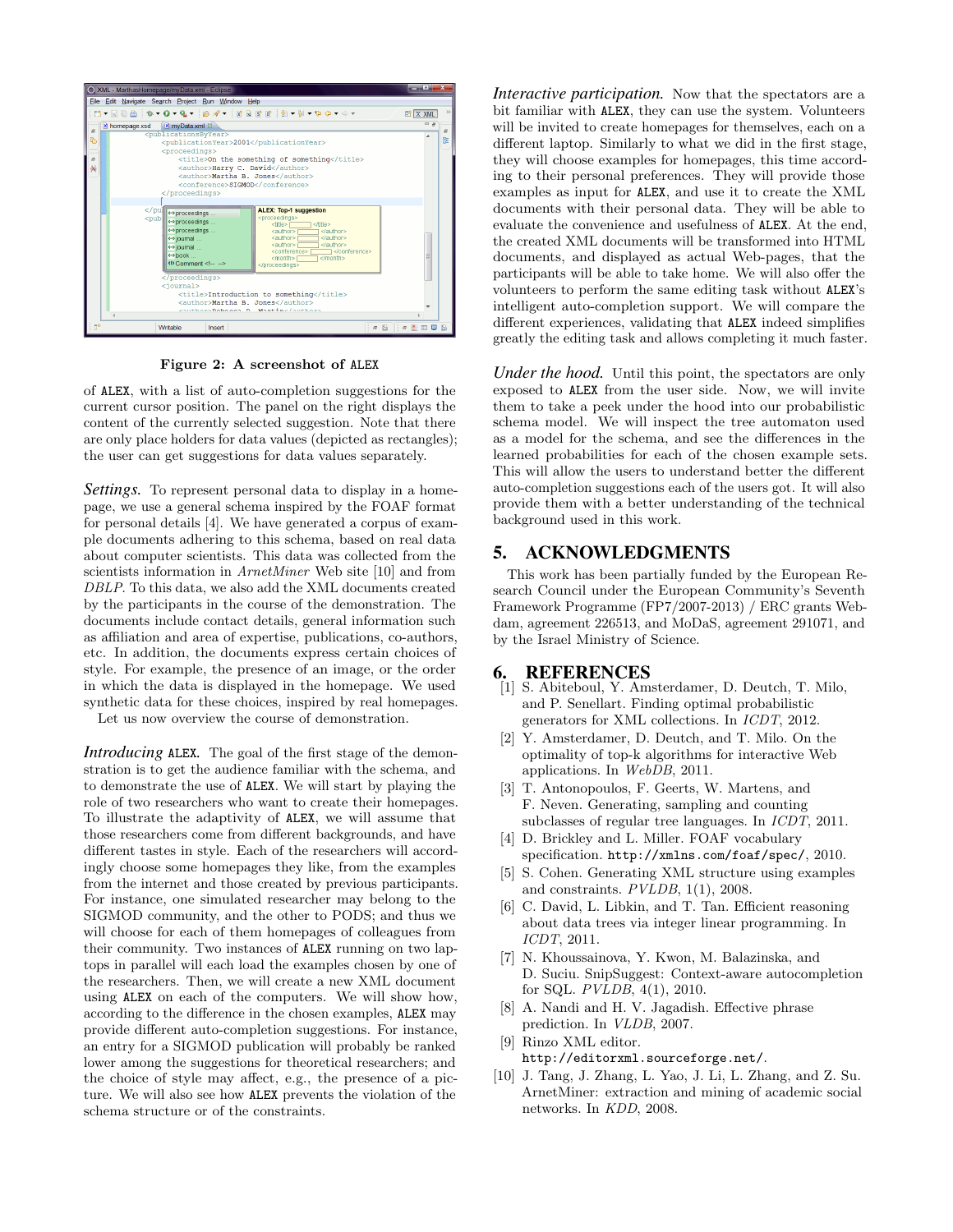Figure 2: A screenshot of ALEX

of ALEX, with a list of auto-completion suggestions for the current cursor position. The panel on the right displays the content of the currently selected suggestion. Note that there are only place holders for data values (depicted as rectangles); the user can get suggestions for data values separately.

*Settings.* To represent personal data to display in a homepage, we use a general schema inspired by the FOAF format for personal details [4]. We have generated a corpus of example documents adhering to this schema, based on real data about computer scientists. This data was collected from the scientists information in *ArnetMiner* Web site [10] and from *DBLP*. To this data, we also add the XML documents created by the participants in the course of the demonstration. The documents include contact details, general information such as affiliation and area of expertise, publications, co-authors, etc. In addition, the documents express certain choices of style. For example, the presence of an image, or the order in which the data is displayed in the homepage. We used synthetic data for these choices, inspired by real homepages.

Let us now overview the course of demonstration.

*Introducing* ALEX*.* The goal of the first stage of the demonstration is to get the audience familiar with the schema, and to demonstrate the use of ALEX. We will start by playing the role of two researchers who want to create their homepages. To illustrate the adaptivity of ALEX, we will assume that those researchers come from different backgrounds, and have different tastes in style. Each of the researchers will accordingly choose some homepages they like, from the examples from the internet and those created by previous participants. For instance, one simulated researcher may belong to the SIGMOD community, and the other to PODS; and thus we will choose for each of them homepages of colleagues from their community. Two instances of ALEX running on two laptops in parallel will each load the examples chosen by one of the researchers. Then, we will create a new XML document using ALEX on each of the computers. We will show how, according to the difference in the chosen examples, ALEX may provide different auto-completion suggestions. For instance, an entry for a SIGMOD publication will probably be ranked lower among the suggestions for theoretical researchers; and the choice of style may affect, e.g., the presence of a picture. We will also see how ALEX prevents the violation of the schema structure or of the constraints.

*Interactive participation.* Now that the spectators are a bit familiar with ALEX, they can use the system. Volunteers will be invited to create homepages for themselves, each on a different laptop. Similarly to what we did in the first stage, they will choose examples for homepages, this time according to their personal preferences. They will provide those examples as input for ALEX, and use it to create the XML documents with their personal data. They will be able to evaluate the convenience and usefulness of ALEX. At the end, the created XML documents will be transformed into HTML documents, and displayed as actual Web-pages, that the participants will be able to take home. We will also offer the volunteers to perform the same editing task without ALEX's intelligent auto-completion support. We will compare the different experiences, validating that ALEX indeed simplifies greatly the editing task and allows completing it much faster.

*Under the hood.* Until this point, the spectators are only exposed to ALEX from the user side. Now, we will invite them to take a peek under the hood into our probabilistic schema model. We will inspect the tree automaton used as a model for the schema, and see the differences in the learned probabilities for each of the chosen example sets. This will allow the users to understand better the different auto-completion suggestions each of the users got. It will also provide them with a better understanding of the technical background used in this work.

## 5. ACKNOWLEDGMENTS

This work has been partially funded by the European Research Council under the European Community's Seventh Framework Programme (FP7/2007-2013) / ERC grants Webdam, agreement 226513, and MoDaS, agreement 291071, and by the Israel Ministry of Science.

## 6. REFERENCES

[1] S. Abiteboul, Y. Amsterdamer, D. Deutch, T. Milo, and P. Senellart. Finding optimal probabilistic generators for XML collections. In *ICDT*, 2012.

[2] Y. Amsterdamer, D. Deutch, and T. Milo. On the optimality of top-k algorithms for interactive Web applications. In *WebDB*, 2011.

[3] T. Antonopoulos, F. Geerts, W. Martens, and F. Neven. Generating, sampling and counting subclasses of regular tree languages. In *ICDT*, 2011.

[4] D. Brickley and L. Miller. FOAF vocabulary specification. http://xmlns.com/foaf/spec/, 2010.

[5] S. Cohen. Generating XML structure using examples and constraints. *PVLDB*, 1(1), 2008.

[6] C. David, L. Libkin, and T. Tan. Efficient reasoning about data trees via integer linear programming. In *ICDT*, 2011.

[7] N. Khoussainova, Y. Kwon, M. Balazinska, and D. Suciu. SnipSuggest: Context-aware autocompletion for SQL. *PVLDB*, 4(1), 2010.

[8] A. Nandi and H. V. Jagadish. Effective phrase prediction. In *VLDB*, 2007.

[9] Rinzo XML editor. http://editorxml.sourceforge.net/.

[10] J. Tang, J. Zhang, L. Yao, J. Li, L. Zhang, and Z. Su. ArnetMiner: extraction and mining of academic social networks. In *KDD*, 2008.